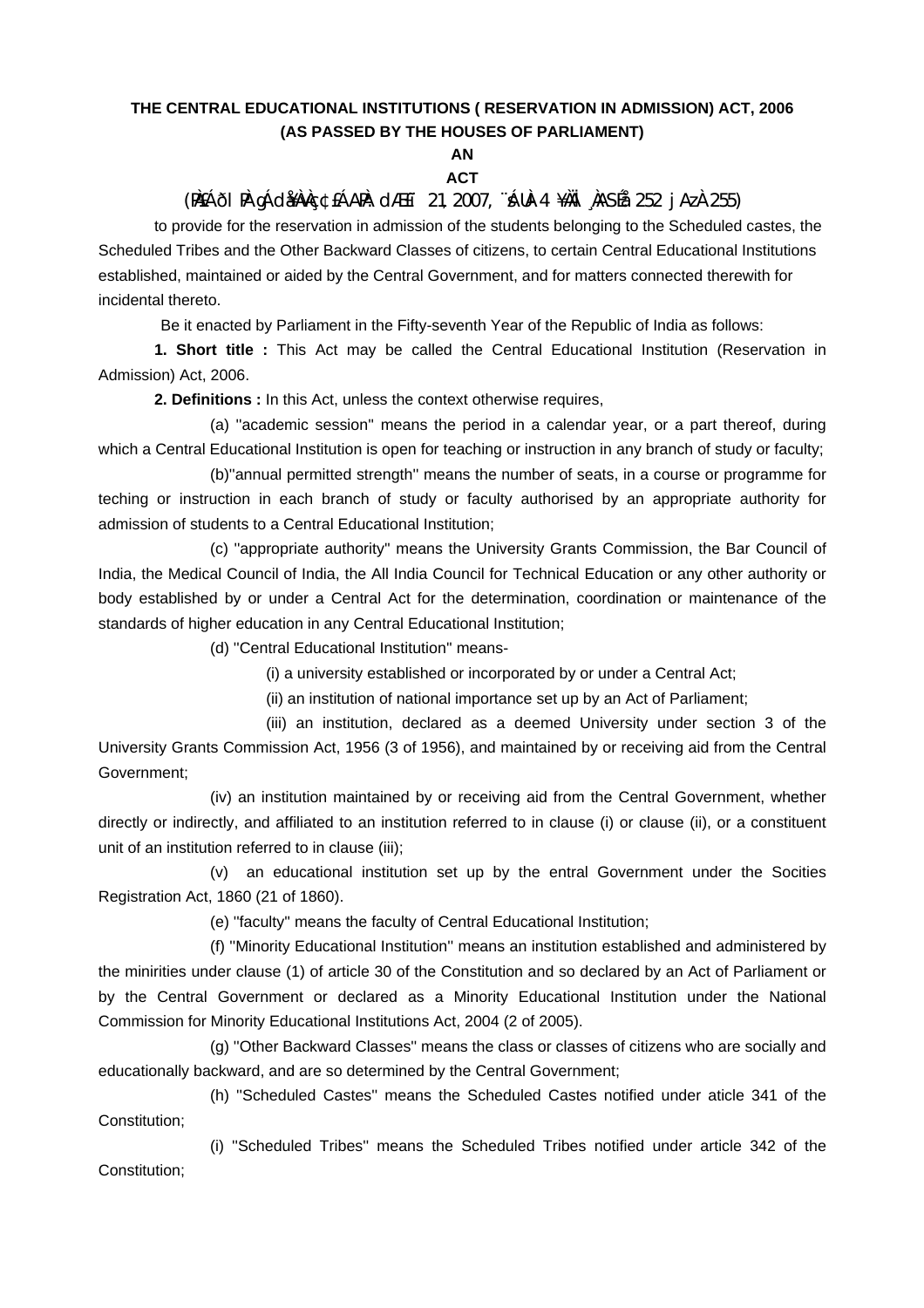**THE CENTRAL EDUCATIONAL INSTITUTIONS ( RESERVATION IN ADMISSION) ACT, 2006**
**(AS PASSED BY THE HOUSES OF PARLIAMENT)**

**AN**
**ACT**

(PÀ£ÁðlPÀ gÁdå¥ÀvÀç ¢£ÁAPÀ dÆ£ï 21, 2007, ¨sÁUÀ-4 ¥ÀÄl ¸ÀASÉå 252 jAzÀ 255)

to provide for the reservation in admission of the students belonging to the Scheduled castes, the Scheduled Tribes and the Other Backward Classes of citizens, to certain Central Educational Institutions established, maintained or aided by the Central Government, and for matters connected therewith for incidental thereto.

Be it enacted by Parliament in the Fifty-seventh Year of the Republic of India as follows:

**1. Short title :** This Act may be called the Central Educational Institution (Reservation in Admission) Act, 2006.

**2. Definitions :** In this Act, unless the context otherwise requires,

(a) "academic session" means the period in a calendar year, or a part thereof, during which a Central Educational Institution is open for teaching or instruction in any branch of study or faculty;

(b)"annual permitted strength" means the number of seats, in a course or programme for teching or instruction in each branch of study or faculty authorised by an appropriate authority for admission of students to a Central Educational Institution;

(c) "appropriate authority" means the University Grants Commission, the Bar Council of India, the Medical Council of India, the All India Council for Technical Education or any other authority or body established by or under a Central Act for the determination, coordination or maintenance of the standards of higher education in any Central Educational Institution;

(d) "Central Educational Institution" means-

(i) a university established or incorporated by or under a Central Act;

(ii) an institution of national importance set up by an Act of Parliament;

(iii) an institution, declared as a deemed University under section 3 of the University Grants Commission Act, 1956 (3 of 1956), and maintained by or receiving aid from the Central Government;

(iv) an institution maintained by or receiving aid from the Central Government, whether directly or indirectly, and affiliated to an institution referred to in clause (i) or clause (ii), or a constituent unit of an institution referred to in clause (iii);

(v) an educational institution set up by the entral Government under the Socities Registration Act, 1860 (21 of 1860).

(e) "faculty" means the faculty of Central Educational Institution;

(f) "Minority Educational Institution" means an institution established and administered by the minirities under clause (1) of article 30 of the Constitution and so declared by an Act of Parliament or by the Central Government or declared as a Minority Educational Institution under the National Commission for Minority Educational Institutions Act, 2004 (2 of 2005).

(g) "Other Backward Classes" means the class or classes of citizens who are socially and educationally backward, and are so determined by the Central Government;

(h) "Scheduled Castes" means the Scheduled Castes notified under aticle 341 of the Constitution;

(i) "Scheduled Tribes" means the Scheduled Tribes notified under article 342 of the Constitution;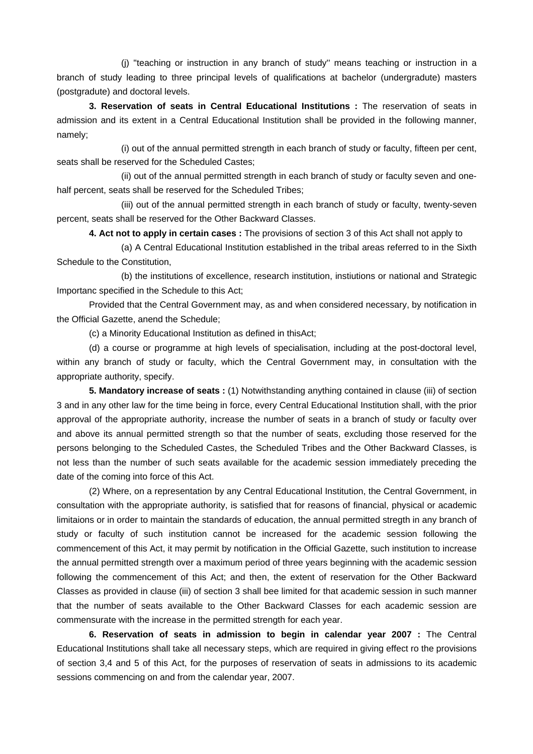(j) "teaching or instruction in any branch of study'' means teaching or instruction in a branch of study leading to three principal levels of qualifications at bachelor (undergradute) masters (postgradute) and doctoral levels.

**3. Reservation of seats in Central Educational Institutions :** The reservation of seats in admission and its extent in a Central Educational Institution shall be provided in the following manner, namely;

(i) out of the annual permitted strength in each branch of study or faculty, fifteen per cent, seats shall be reserved for the Scheduled Castes;

(ii) out of the annual permitted strength in each branch of study or faculty seven and one-half percent, seats shall be reserved for the Scheduled Tribes;

(iii) out of the annual permitted strength in each branch of study or faculty, twenty-seven percent, seats shall be reserved for the Other Backward Classes.

**4. Act not to apply in certain cases :** The provisions of section 3 of this Act shall not apply to

(a) A Central Educational Institution established in the tribal areas referred to in the Sixth Schedule to the Constitution,

(b) the institutions of excellence, research institution, instiutions or national and Strategic Importanc specified in the Schedule to this Act;

Provided that the Central Government may, as and when considered necessary, by notification in the Official Gazette, anend the Schedule;

(c) a Minority Educational Institution as defined in thisAct;

(d) a course or programme at high levels of specialisation, including at the post-doctoral level, within any branch of study or faculty, which the Central Government may, in consultation with the appropriate authority, specify.

**5. Mandatory increase of seats :** (1) Notwithstanding anything contained in clause (iii) of section 3 and in any other law for the time being in force, every Central Educational Institution shall, with the prior approval of the appropriate authority, increase the number of seats in a branch of study or faculty over and above its annual permitted strength so that the number of seats, excluding those reserved for the persons belonging to the Scheduled Castes, the Scheduled Tribes and the Other Backward Classes, is not less than the number of such seats available for the academic session immediately preceding the date of the coming into force of this Act.

(2) Where, on a representation by any Central Educational Institution, the Central Government, in consultation with the appropriate authority, is satisfied that for reasons of financial, physical or academic limitaions or in order to maintain the standards of education, the annual permitted stregth in any branch of study or faculty of such institution cannot be increased for the academic session following the commencement of this Act, it may permit by notification in the Official Gazette, such institution to increase the annual permitted strength over a maximum period of three years beginning with the academic session following the commencement of this Act; and then, the extent of reservation for the Other Backward Classes as provided in clause (iii) of section 3 shall bee limited for that academic session in such manner that the number of seats available to the Other Backward Classes for each academic session are commensurate with the increase in the permitted strength for each year.

**6. Reservation of seats in admission to begin in calendar year 2007 :** The Central Educational Institutions shall take all necessary steps, which are required in giving effect ro the provisions of section 3,4 and 5 of this Act, for the purposes of reservation of seats in admissions to its academic sessions commencing on and from the calendar year, 2007.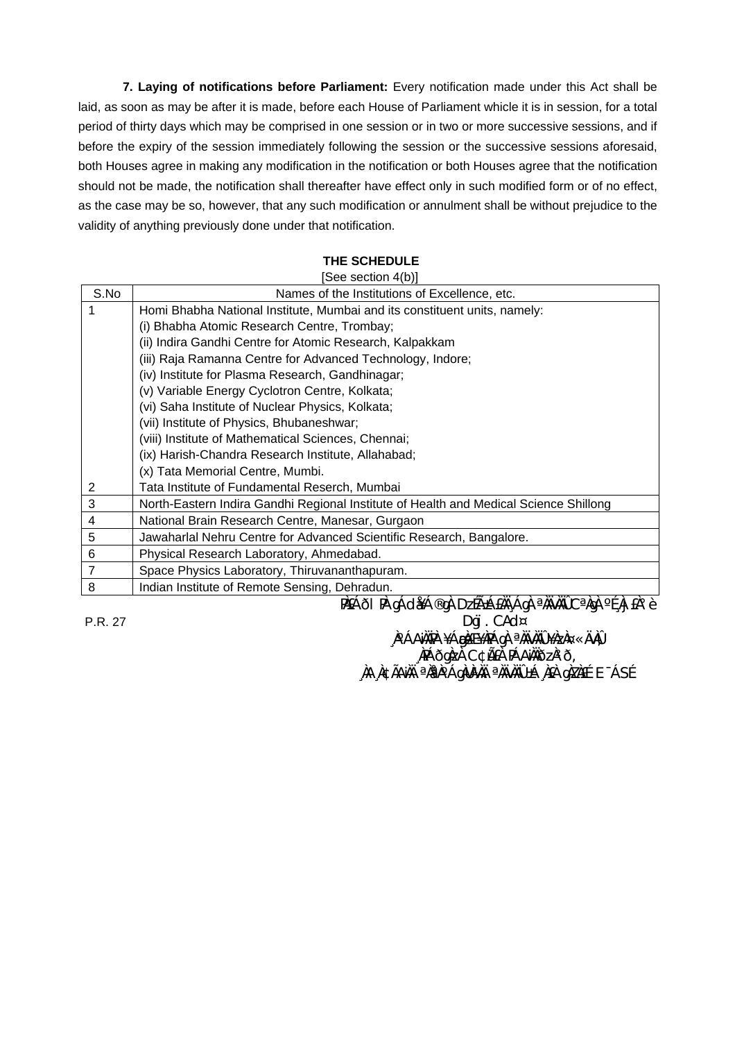**7. Laying of notifications before Parliament:** Every notification made under this Act shall be laid, as soon as may be after it is made, before each House of Parliament whicle it is in session, for a total period of thirty days which may be comprised in one session or in two or more successive sessions, and if before the expiry of the session immediately following the session or the successive sessions aforesaid, both Houses agree in making any modification in the notification or both Houses agree that the notification should not be made, the notification shall thereafter have effect only in such modified form or of no effect, as the case may be so, however, that any such modification or annulment shall be without prejudice to the validity of anything previously done under that notification.

**THE SCHEDULE**

[See section 4(b)]

| S.No | Names of the Institutions of Excellence, etc. |
|---|---|
| 1 | Homi Bhabha National Institute, Mumbai and its constituent units, namely:<br>(i) Bhabha Atomic Research Centre, Trombay;<br>(ii) Indira Gandhi Centre for Atomic Research, Kalpakkam<br>(iii) Raja Ramanna Centre for Advanced Technology, Indore;<br>(iv) Institute for Plasma Research, Gandhinagar;<br>(v) Variable Energy Cyclotron Centre, Kolkata;<br>(vi) Saha Institute of Nuclear Physics, Kolkata;<br>(vii) Institute of Physics, Bhubaneshwar;<br>(viii) Institute of Mathematical Sciences, Chennai;<br>(ix) Harish-Chandra Research Institute, Allahabad;<br>(x) Tata Memorial Centre, Mumbi. |
| 2 | Tata Institute of Fundamental Reserch, Mumbai |
| 3 | North-Eastern Indira Gandhi Regional Institute of Health and Medical Science Shillong |
| 4 | National Brain Research Centre, Manesar, Gurgaon |
| 5 | Jawaharlal Nehru Centre for Advanced Scientific Research, Bangalore. |
| 6 | Physical Research Laboratory, Ahmedabad. |
| 7 | Space Physics Laboratory, Thiruvananthapuram. |
| 8 | Indian Institute of Remote Sensing, Dehradun. |

P.R. 27